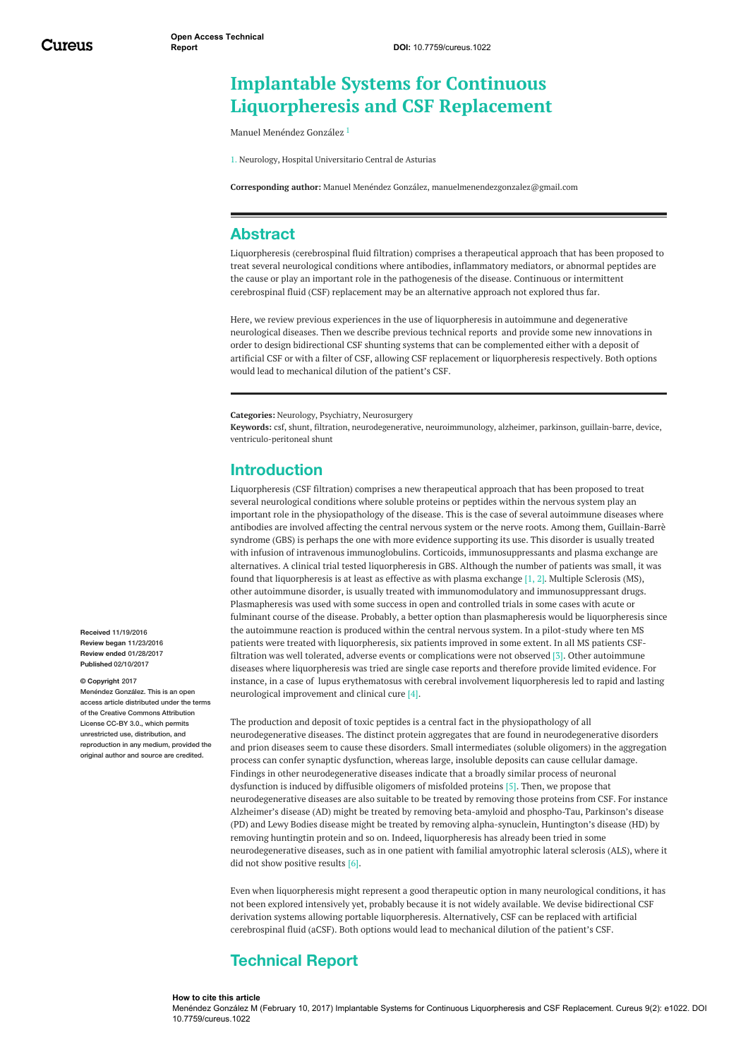# Implantable Systems for Continuous Liquorpheresis and CSF Replacement

Manuel Menéndez González [1]

1. Neurology, Hospital Universitario Central de Asturias

**Corresponding author:** Manuel Menéndez González, manuelmenendezgonzalez@gmail.com

## Abstract

Liquorpheresis (cerebrospinal fluid filtration) comprises a therapeutical approach that has been proposed to treat several neurological conditions where antibodies, inflammatory mediators, or abnormal peptides are the cause or play an important role in the pathogenesis of the disease. Continuous or intermittent cerebrospinal fluid (CSF) replacement may be an alternative approach not explored thus far.

Here, we review previous experiences in the use of liquorpheresis in autoimmune and degenerative neurological diseases. Then we describe previous technical reports and provide some new innovations in order to design bidirectional CSF shunting systems that can be complemented either with a deposit of artificial CSF or with a filter of CSF, allowing CSF replacement or liquorpheresis respectively. Both options would lead to mechanical dilution of the patient's CSF.

**Categories:** Neurology, Psychiatry, Neurosurgery
**Keywords:** csf, shunt, filtration, neurodegenerative, neuroimmunology, alzheimer, parkinson, guillain-barre, device, ventriculo-peritoneal shunt

**Received** 11/19/2016
**Review began** 11/23/2016
**Review ended** 01/28/2017
**Published** 02/10/2017

**© Copyright** 2017
Menéndez González. This is an open access article distributed under the terms of the Creative Commons Attribution License CC-BY 3.0., which permits unrestricted use, distribution, and reproduction in any medium, provided the original author and source are credited.

## Introduction

Liquorpheresis (CSF filtration) comprises a new therapeutical approach that has been proposed to treat several neurological conditions where soluble proteins or peptides within the nervous system play an important role in the physiopathology of the disease. This is the case of several autoimmune diseases where antibodies are involved affecting the central nervous system or the nerve roots. Among them, Guillain-Barrè syndrome (GBS) is perhaps the one with more evidence supporting its use. This disorder is usually treated with infusion of intravenous immunoglobulins. Corticoids, immunosuppressants and plasma exchange are alternatives. A clinical trial tested liquorpheresis in GBS. Although the number of patients was small, it was found that liquorpheresis is at least as effective as with plasma exchange [1, 2]. Multiple Sclerosis (MS), other autoimmune disorder, is usually treated with immunomodulatory and immunosuppressant drugs. Plasmapheresis was used with some success in open and controlled trials in some cases with acute or fulminant course of the disease. Probably, a better option than plasmapheresis would be liquorpheresis since the autoimmune reaction is produced within the central nervous system. In a pilot-study where ten MS patients were treated with liquorpheresis, six patients improved in some extent. In all MS patients CSF-filtration was well tolerated, adverse events or complications were not observed [3]. Other autoimmune diseases where liquorpheresis was tried are single case reports and therefore provide limited evidence. For instance, in a case of lupus erythematosus with cerebral involvement liquorpheresis led to rapid and lasting neurological improvement and clinical cure [4].

The production and deposit of toxic peptides is a central fact in the physiopathology of all neurodegenerative diseases. The distinct protein aggregates that are found in neurodegenerative disorders and prion diseases seem to cause these disorders. Small intermediates (soluble oligomers) in the aggregation process can confer synaptic dysfunction, whereas large, insoluble deposits can cause cellular damage. Findings in other neurodegenerative diseases indicate that a broadly similar process of neuronal dysfunction is induced by diffusible oligomers of misfolded proteins [5]. Then, we propose that neurodegenerative diseases are also suitable to be treated by removing those proteins from CSF. For instance Alzheimer's disease (AD) might be treated by removing beta-amyloid and phospho-Tau, Parkinson's disease (PD) and Lewy Bodies disease might be treated by removing alpha-synuclein, Huntington's disease (HD) by removing huntingtin protein and so on. Indeed, liquorpheresis has already been tried in some neurodegenerative diseases, such as in one patient with familial amyotrophic lateral sclerosis (ALS), where it did not show positive results [6].

Even when liquorpheresis might represent a good therapeutic option in many neurological conditions, it has not been explored intensively yet, probably because it is not widely available. We devise bidirectional CSF derivation systems allowing portable liquorpheresis. Alternatively, CSF can be replaced with artificial cerebrospinal fluid (aCSF). Both options would lead to mechanical dilution of the patient's CSF.

## Technical Report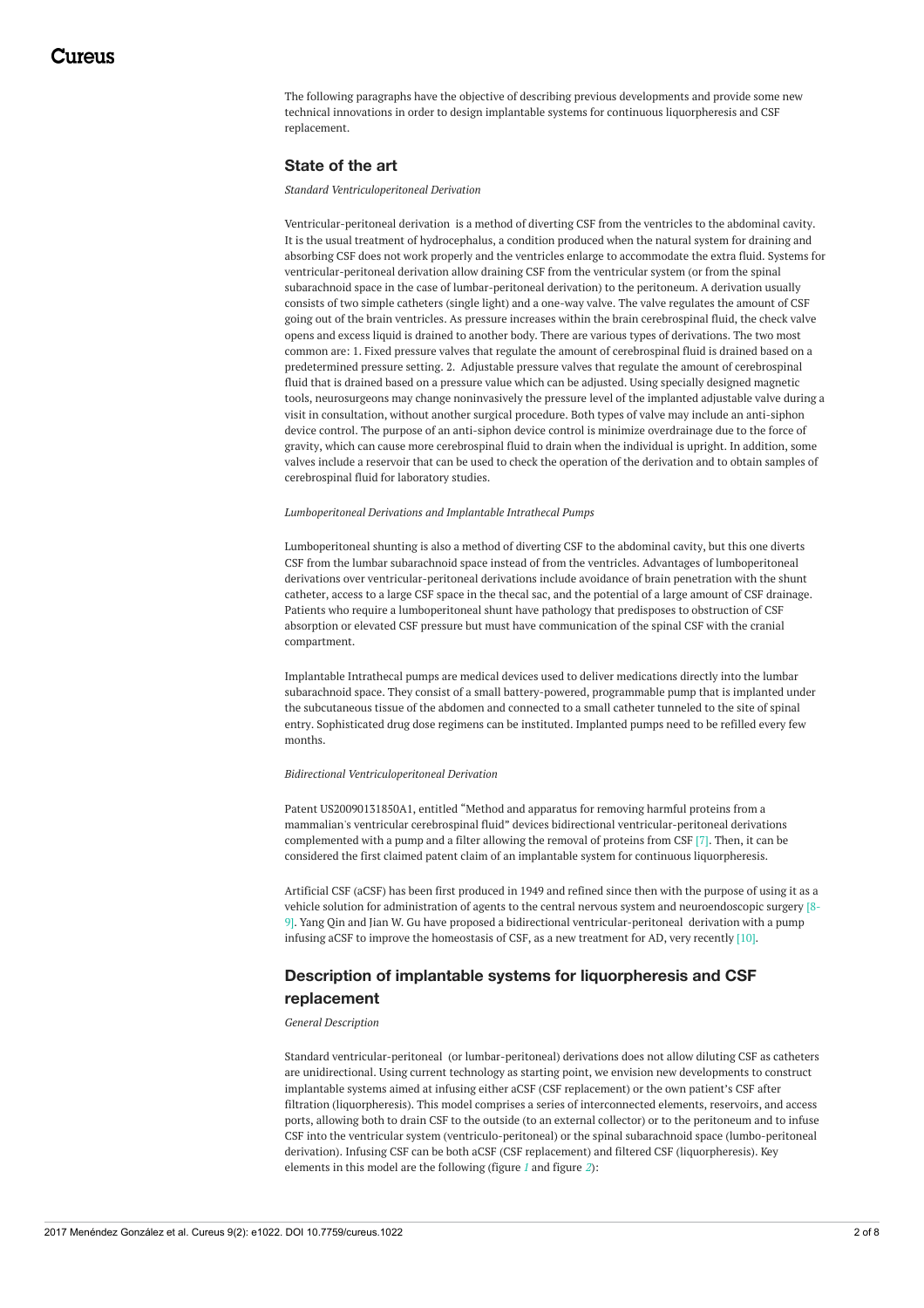The following paragraphs have the objective of describing previous developments and provide some new technical innovations in order to design implantable systems for continuous liquorpheresis and CSF replacement.

## State of the art

*Standard Ventriculoperitoneal Derivation*

Ventricular-peritoneal derivation is a method of diverting CSF from the ventricles to the abdominal cavity. It is the usual treatment of hydrocephalus, a condition produced when the natural system for draining and absorbing CSF does not work properly and the ventricles enlarge to accommodate the extra fluid. Systems for ventricular-peritoneal derivation allow draining CSF from the ventricular system (or from the spinal subarachnoid space in the case of lumbar-peritoneal derivation) to the peritoneum. A derivation usually consists of two simple catheters (single light) and a one-way valve. The valve regulates the amount of CSF going out of the brain ventricles. As pressure increases within the brain cerebrospinal fluid, the check valve opens and excess liquid is drained to another body. There are various types of derivations. The two most common are: 1. Fixed pressure valves that regulate the amount of cerebrospinal fluid is drained based on a predetermined pressure setting. 2. Adjustable pressure valves that regulate the amount of cerebrospinal fluid that is drained based on a pressure value which can be adjusted. Using specially designed magnetic tools, neurosurgeons may change noninvasively the pressure level of the implanted adjustable valve during a visit in consultation, without another surgical procedure. Both types of valve may include an anti-siphon device control. The purpose of an anti-siphon device control is minimize overdrainage due to the force of gravity, which can cause more cerebrospinal fluid to drain when the individual is upright. In addition, some valves include a reservoir that can be used to check the operation of the derivation and to obtain samples of cerebrospinal fluid for laboratory studies.

*Lumboperitoneal Derivations and Implantable Intrathecal Pumps*

Lumboperitoneal shunting is also a method of diverting CSF to the abdominal cavity, but this one diverts CSF from the lumbar subarachnoid space instead of from the ventricles. Advantages of lumboperitoneal derivations over ventricular-peritoneal derivations include avoidance of brain penetration with the shunt catheter, access to a large CSF space in the thecal sac, and the potential of a large amount of CSF drainage. Patients who require a lumboperitoneal shunt have pathology that predisposes to obstruction of CSF absorption or elevated CSF pressure but must have communication of the spinal CSF with the cranial compartment.

Implantable Intrathecal pumps are medical devices used to deliver medications directly into the lumbar subarachnoid space. They consist of a small battery-powered, programmable pump that is implanted under the subcutaneous tissue of the abdomen and connected to a small catheter tunneled to the site of spinal entry. Sophisticated drug dose regimens can be instituted. Implanted pumps need to be refilled every few months.

*Bidirectional Ventriculoperitoneal Derivation*

Patent US20090131850A1, entitled "Method and apparatus for removing harmful proteins from a mammalian's ventricular cerebrospinal fluid" devices bidirectional ventricular-peritoneal derivations complemented with a pump and a filter allowing the removal of proteins from CSF [7]. Then, it can be considered the first claimed patent claim of an implantable system for continuous liquorpheresis.

Artificial CSF (aCSF) has been first produced in 1949 and refined since then with the purpose of using it as a vehicle solution for administration of agents to the central nervous system and neuroendoscopic surgery [8-9]. Yang Qin and Jian W. Gu have proposed a bidirectional ventricular-peritoneal derivation with a pump infusing aCSF to improve the homeostasis of CSF, as a new treatment for AD, very recently [10].

## Description of implantable systems for liquorpheresis and CSF replacement

*General Description*

Standard ventricular-peritoneal (or lumbar-peritoneal) derivations does not allow diluting CSF as catheters are unidirectional. Using current technology as starting point, we envision new developments to construct implantable systems aimed at infusing either aCSF (CSF replacement) or the own patient's CSF after filtration (liquorpheresis). This model comprises a series of interconnected elements, reservoirs, and access ports, allowing both to drain CSF to the outside (to an external collector) or to the peritoneum and to infuse CSF into the ventricular system (ventriculo-peritoneal) or the spinal subarachnoid space (lumbo-peritoneal derivation). Infusing CSF can be both aCSF (CSF replacement) and filtered CSF (liquorpheresis). Key elements in this model are the following (figure *1* and figure *2*):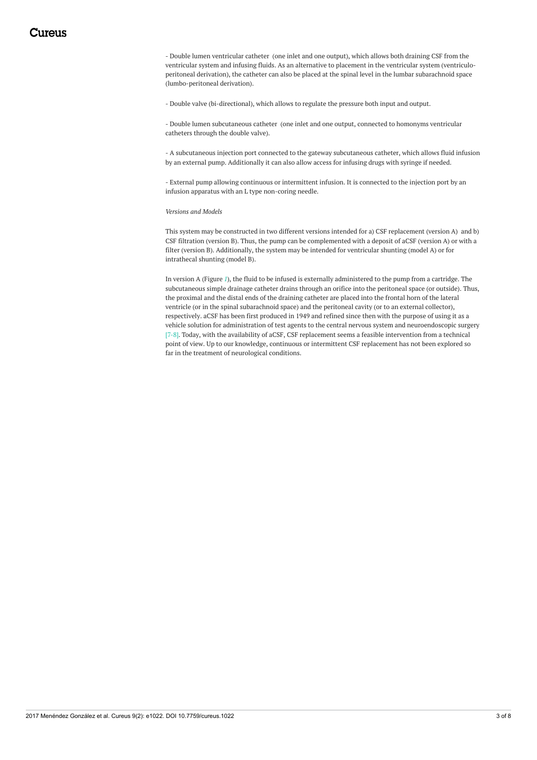- Double lumen ventricular catheter  (one inlet and one output), which allows both draining CSF from the ventricular system and infusing fluids. As an alternative to placement in the ventricular system (ventriculo-peritoneal derivation), the catheter can also be placed at the spinal level in the lumbar subarachnoid space (lumbo-peritoneal derivation).

- Double valve (bi-directional), which allows to regulate the pressure both input and output.

- Double lumen subcutaneous catheter  (one inlet and one output, connected to homonyms ventricular catheters through the double valve).

- A subcutaneous injection port connected to the gateway subcutaneous catheter, which allows fluid infusion by an external pump. Additionally it can also allow access for infusing drugs with syringe if needed.

- External pump allowing continuous or intermittent infusion. It is connected to the injection port by an infusion apparatus with an L type non-coring needle.

*Versions and Models*

This system may be constructed in two different versions intended for a) CSF replacement (version A)  and b) CSF filtration (version B). Thus, the pump can be complemented with a deposit of aCSF (version A) or with a filter (version B). Additionally, the system may be intended for ventricular shunting (model A) or for intrathecal shunting (model B).

In version A (Figure *1*), the fluid to be infused is externally administered to the pump from a cartridge. The subcutaneous simple drainage catheter drains through an orifice into the peritoneal space (or outside). Thus, the proximal and the distal ends of the draining catheter are placed into the frontal horn of the lateral ventricle (or in the spinal subarachnoid space) and the peritoneal cavity (or to an external collector), respectively. aCSF has been first produced in 1949 and refined since then with the purpose of using it as a vehicle solution for administration of test agents to the central nervous system and neuroendoscopic surgery [7-8]. Today, with the availability of aCSF, CSF replacement seems a feasible intervention from a technical point of view. Up to our knowledge, continuous or intermittent CSF replacement has not been explored so far in the treatment of neurological conditions.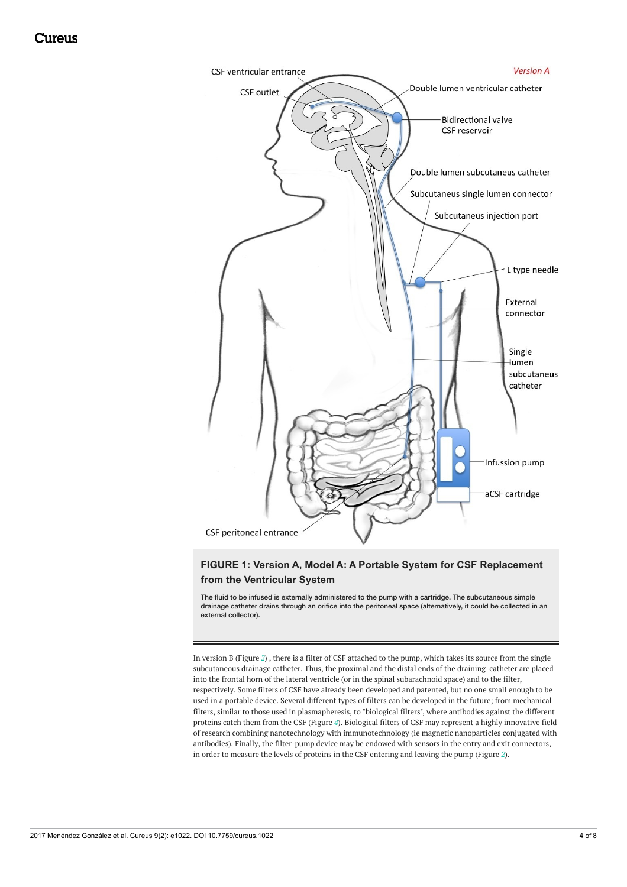**FIGURE 1: Version A, Model A: A Portable System for CSF Replacement from the Ventricular System**

The fluid to be infused is externally administered to the pump with a cartridge. The subcutaneous simple drainage catheter drains through an orifice into the peritoneal space (alternatively, it could be collected in an external collector).

In version B (Figure 2) , there is a filter of CSF attached to the pump, which takes its source from the single subcutaneous drainage catheter. Thus, the proximal and the distal ends of the draining catheter are placed into the frontal horn of the lateral ventricle (or in the spinal subarachnoid space) and to the filter, respectively. Some filters of CSF have already been developed and patented, but no one small enough to be used in a portable device. Several different types of filters can be developed in the future; from mechanical filters, similar to those used in plasmapheresis, to "biological filters", where antibodies against the different proteins catch them from the CSF (Figure 4). Biological filters of CSF may represent a highly innovative field of research combining nanotechnology with immunotechnology (ie magnetic nanoparticles conjugated with antibodies). Finally, the filter-pump device may be endowed with sensors in the entry and exit connectors, in order to measure the levels of proteins in the CSF entering and leaving the pump (Figure 2).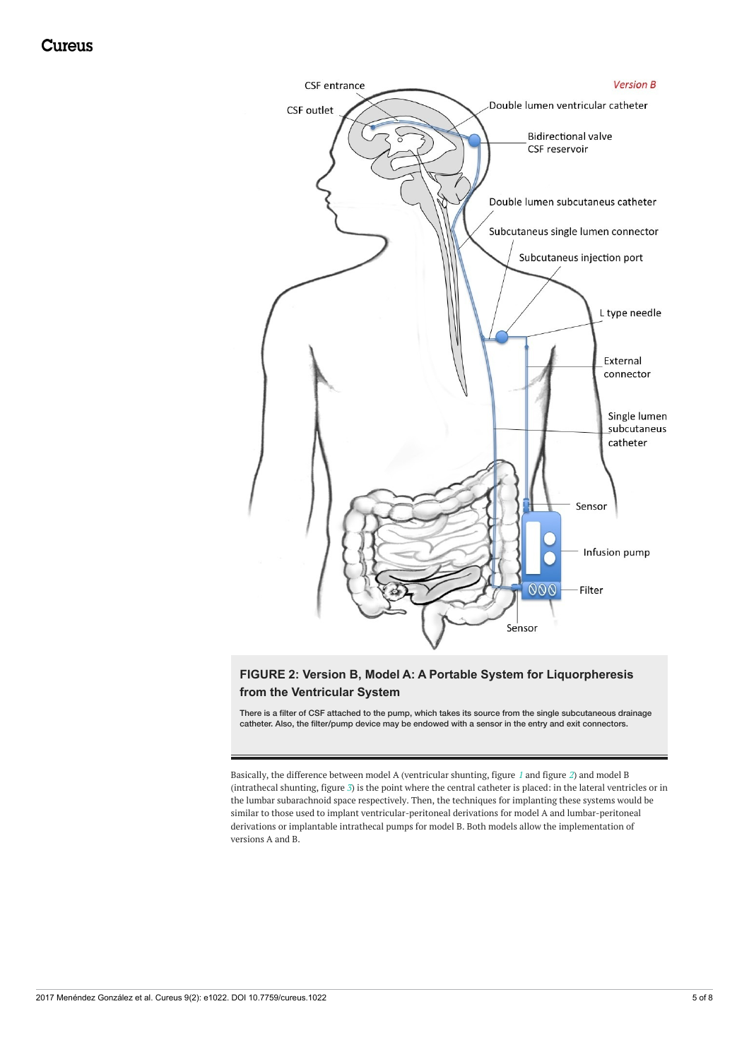**FIGURE 2: Version B, Model A: A Portable System for Liquorpheresis from the Ventricular System**

There is a filter of CSF attached to the pump, which takes its source from the single subcutaneous drainage catheter. Also, the filter/pump device may be endowed with a sensor in the entry and exit connectors.

Basically, the difference between model A (ventricular shunting, figure 1 and figure 2) and model B (intrathecal shunting, figure 3) is the point where the central catheter is placed: in the lateral ventricles or in the lumbar subarachnoid space respectively. Then, the techniques for implanting these systems would be similar to those used to implant ventricular-peritoneal derivations for model A and lumbar-peritoneal derivations or implantable intrathecal pumps for model B. Both models allow the implementation of versions A and B.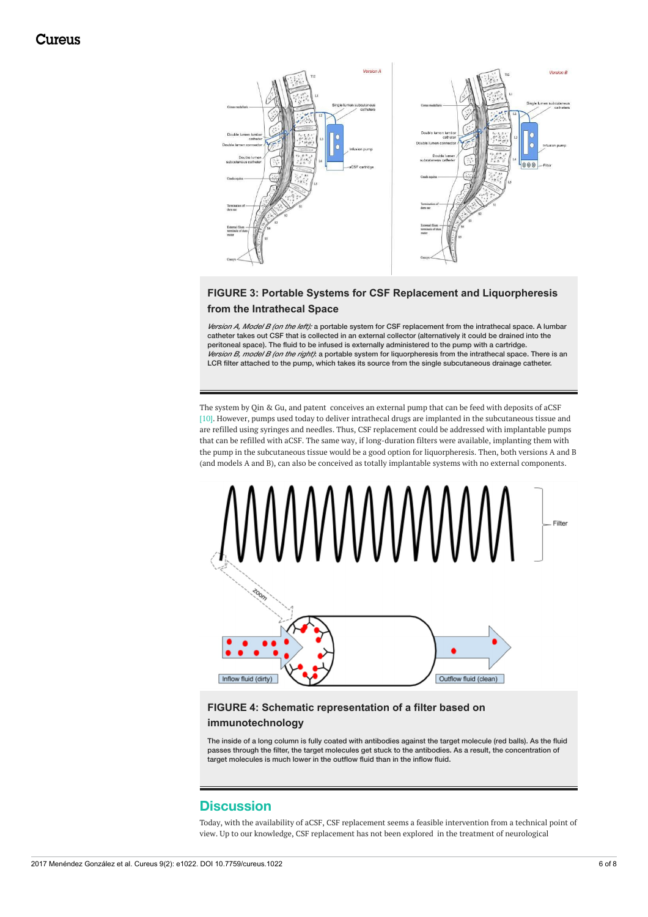**FIGURE 3: Portable Systems for CSF Replacement and Liquorpheresis from the Intrathecal Space**

*Version A, Model B (on the left):* a portable system for CSF replacement from the intrathecal space. A lumbar catheter takes out CSF that is collected in an external collector (alternatively it could be drained into the peritoneal space). The fluid to be infused is externally administered to the pump with a cartridge.
*Version B, model B (on the right)*: a portable system for liquorpheresis from the intrathecal space. There is an LCR filter attached to the pump, which takes its source from the single subcutaneous drainage catheter.

The system by Qin & Gu, and patent conceives an external pump that can be feed with deposits of aCSF [10]. However, pumps used today to deliver intrathecal drugs are implanted in the subcutaneous tissue and are refilled using syringes and needles. Thus, CSF replacement could be addressed with implantable pumps that can be refilled with aCSF. The same way, if long-duration filters were available, implanting them with the pump in the subcutaneous tissue would be a good option for liquorpheresis. Then, both versions A and B (and models A and B), can also be conceived as totally implantable systems with no external components.

**FIGURE 4: Schematic representation of a filter based on immunotechnology**

The inside of a long column is fully coated with antibodies against the target molecule (red balls). As the fluid passes through the filter, the target molecules get stuck to the antibodies. As a result, the concentration of target molecules is much lower in the outflow fluid than in the inflow fluid.

## Discussion

Today, with the availability of aCSF, CSF replacement seems a feasible intervention from a technical point of view. Up to our knowledge, CSF replacement has not been explored in the treatment of neurological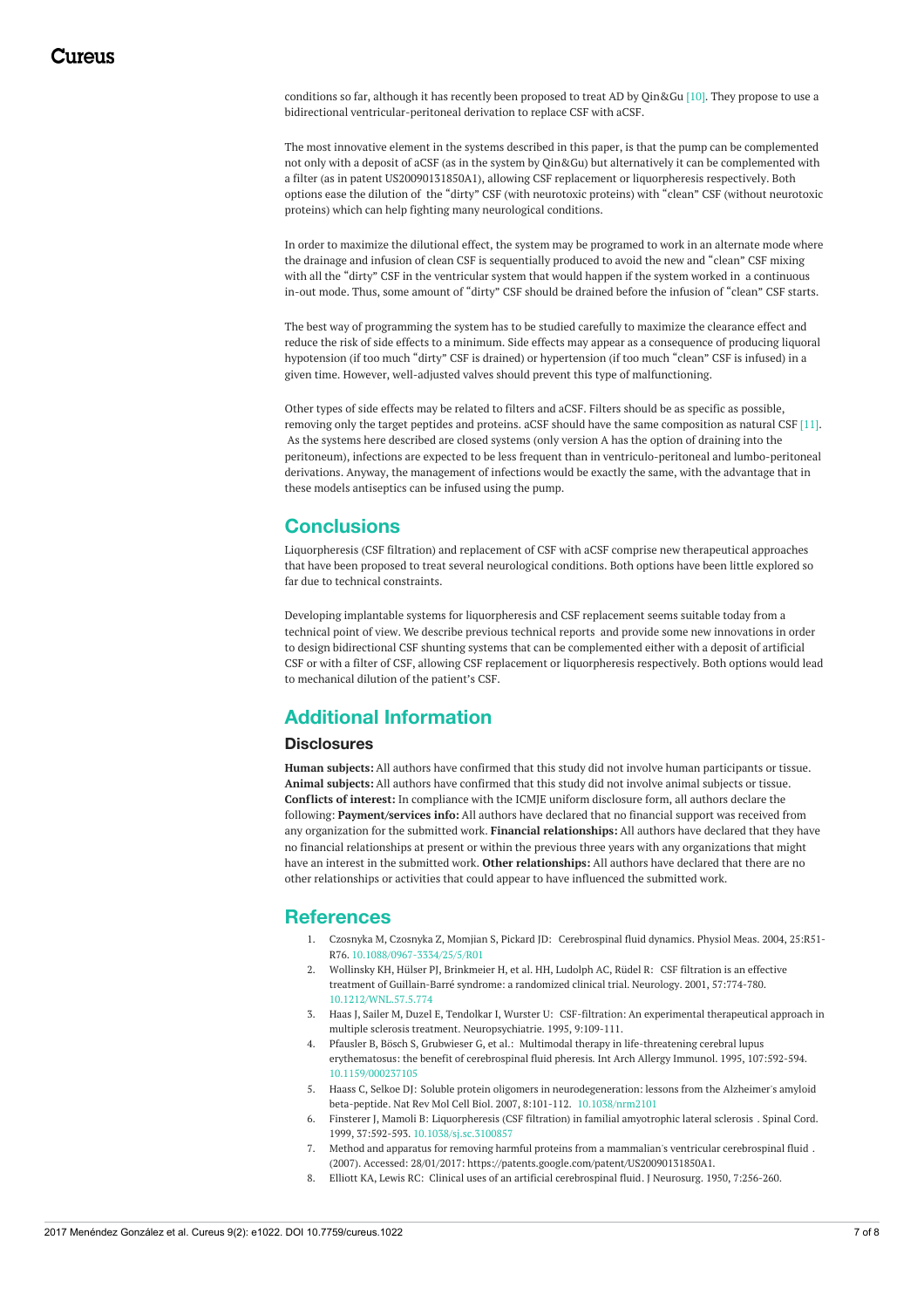conditions so far, although it has recently been proposed to treat AD by Qin&Gu [10]. They propose to use a bidirectional ventricular-peritoneal derivation to replace CSF with aCSF.

The most innovative element in the systems described in this paper, is that the pump can be complemented not only with a deposit of aCSF (as in the system by Qin&Gu) but alternatively it can be complemented with a filter (as in patent US20090131850A1), allowing CSF replacement or liquorpheresis respectively. Both options ease the dilution of the "dirty" CSF (with neurotoxic proteins) with "clean" CSF (without neurotoxic proteins) which can help fighting many neurological conditions.

In order to maximize the dilutional effect, the system may be programed to work in an alternate mode where the drainage and infusion of clean CSF is sequentially produced to avoid the new and "clean" CSF mixing with all the "dirty" CSF in the ventricular system that would happen if the system worked in a continuous in-out mode. Thus, some amount of "dirty" CSF should be drained before the infusion of "clean" CSF starts.

The best way of programming the system has to be studied carefully to maximize the clearance effect and reduce the risk of side effects to a minimum. Side effects may appear as a consequence of producing liquoral hypotension (if too much "dirty" CSF is drained) or hypertension (if too much "clean" CSF is infused) in a given time. However, well-adjusted valves should prevent this type of malfunctioning.

Other types of side effects may be related to filters and aCSF. Filters should be as specific as possible, removing only the target peptides and proteins. aCSF should have the same composition as natural CSF [11]. As the systems here described are closed systems (only version A has the option of draining into the peritoneum), infections are expected to be less frequent than in ventriculo-peritoneal and lumbo-peritoneal derivations. Anyway, the management of infections would be exactly the same, with the advantage that in these models antiseptics can be infused using the pump.

## Conclusions

Liquorpheresis (CSF filtration) and replacement of CSF with aCSF comprise new therapeutical approaches that have been proposed to treat several neurological conditions. Both options have been little explored so far due to technical constraints.

Developing implantable systems for liquorpheresis and CSF replacement seems suitable today from a technical point of view. We describe previous technical reports and provide some new innovations in order to design bidirectional CSF shunting systems that can be complemented either with a deposit of artificial CSF or with a filter of CSF, allowing CSF replacement or liquorpheresis respectively. Both options would lead to mechanical dilution of the patient's CSF.

## Additional Information

### Disclosures

**Human subjects:** All authors have confirmed that this study did not involve human participants or tissue. **Animal subjects:** All authors have confirmed that this study did not involve animal subjects or tissue. **Conflicts of interest:** In compliance with the ICMJE uniform disclosure form, all authors declare the following: **Payment/services info:** All authors have declared that no financial support was received from any organization for the submitted work. **Financial relationships:** All authors have declared that they have no financial relationships at present or within the previous three years with any organizations that might have an interest in the submitted work. **Other relationships:** All authors have declared that there are no other relationships or activities that could appear to have influenced the submitted work.

## References

1. Czosnyka M, Czosnyka Z, Momjian S, Pickard JD: Cerebrospinal fluid dynamics. Physiol Meas. 2004, 25:R51-R76. 10.1088/0967-3334/25/5/R01
2. Wollinsky KH, Hülser PJ, Brinkmeier H, et al. HH, Ludolph AC, Rüdel R: CSF filtration is an effective treatment of Guillain-Barré syndrome: a randomized clinical trial. Neurology. 2001, 57:774-780. 10.1212/WNL.57.5.774
3. Haas J, Sailer M, Duzel E, Tendolkar I, Wurster U: CSF-filtration: An experimental therapeutical approach in multiple sclerosis treatment. Neuropsychiatrie. 1995, 9:109-111.
4. Pfausler B, Bösch S, Grubwieser G, et al.: Multimodal therapy in life-threatening cerebral lupus erythematosus: the benefit of cerebrospinal fluid pheresis. Int Arch Allergy Immunol. 1995, 107:592-594. 10.1159/000237105
5. Haass C, Selkoe DJ: Soluble protein oligomers in neurodegeneration: lessons from the Alzheimer's amyloid beta-peptide. Nat Rev Mol Cell Biol. 2007, 8:101-112. 10.1038/nrm2101
6. Finsterer J, Mamoli B: Liquorpheresis (CSF filtration) in familial amyotrophic lateral sclerosis . Spinal Cord. 1999, 37:592-593. 10.1038/sj.sc.3100857
7. Method and apparatus for removing harmful proteins from a mammalian's ventricular cerebrospinal fluid . (2007). Accessed: 28/01/2017: https://patents.google.com/patent/US20090131850A1.
8. Elliott KA, Lewis RC: Clinical uses of an artificial cerebrospinal fluid. J Neurosurg. 1950, 7:256-260.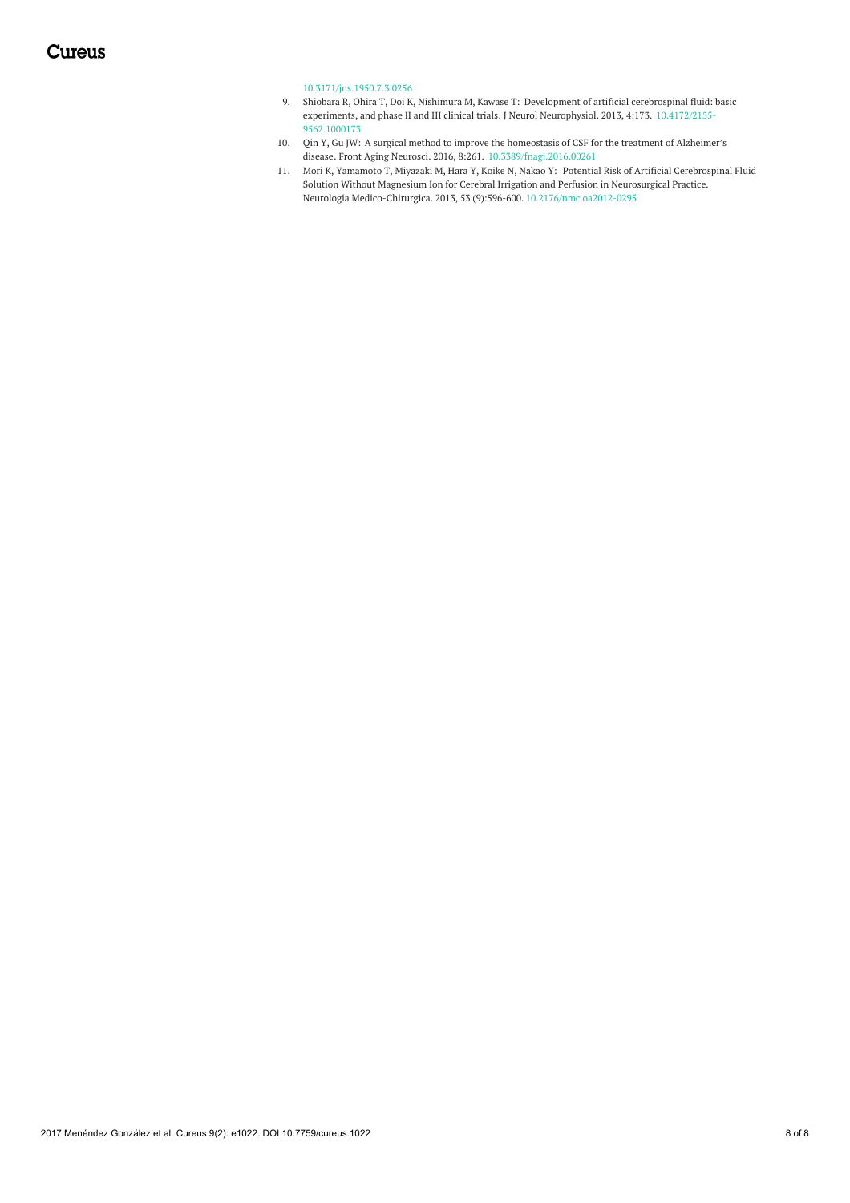10.3171/jns.1950.7.3.0256

9. Shiobara R, Ohira T, Doi K, Nishimura M, Kawase T: Development of artificial cerebrospinal fluid: basic experiments, and phase II and III clinical trials. J Neurol Neurophysiol. 2013, 4:173. 10.4172/2155-9562.1000173
10. Qin Y, Gu JW: A surgical method to improve the homeostasis of CSF for the treatment of Alzheimer's disease. Front Aging Neurosci. 2016, 8:261. 10.3389/fnagi.2016.00261
11. Mori K, Yamamoto T, Miyazaki M, Hara Y, Koike N, Nakao Y: Potential Risk of Artificial Cerebrospinal Fluid Solution Without Magnesium Ion for Cerebral Irrigation and Perfusion in Neurosurgical Practice. Neurologia Medico-Chirurgica. 2013, 53 (9):596-600. 10.2176/nmc.oa2012-0295